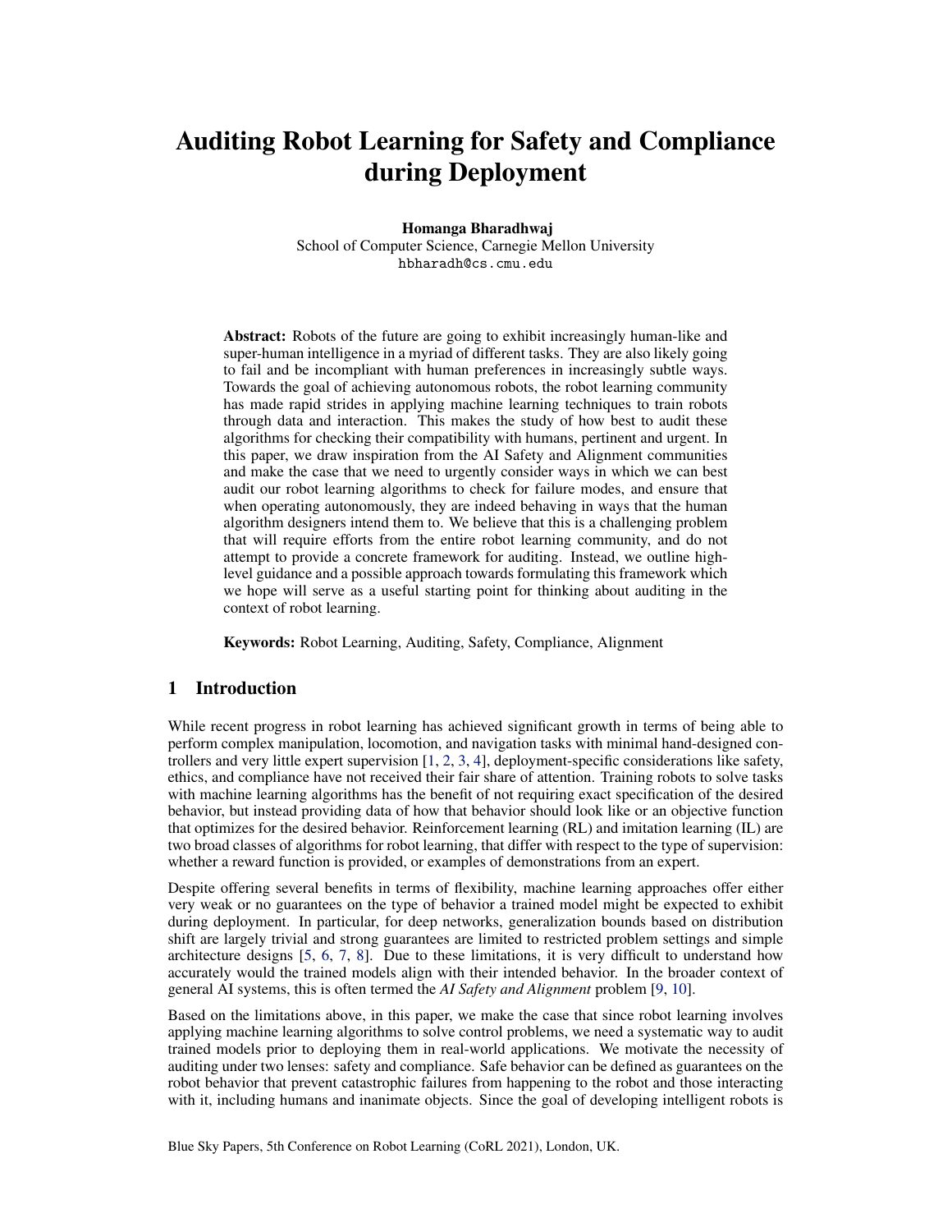# Auditing Robot Learning for Safety and Compliance during Deployment

**Homanga Bharadhwaj**
School of Computer Science, Carnegie Mellon University
hbharadh@cs.cmu.edu

**Abstract:** Robots of the future are going to exhibit increasingly human-like and super-human intelligence in a myriad of different tasks. They are also likely going to fail and be incompliant with human preferences in increasingly subtle ways. Towards the goal of achieving autonomous robots, the robot learning community has made rapid strides in applying machine learning techniques to train robots through data and interaction. This makes the study of how best to audit these algorithms for checking their compatibility with humans, pertinent and urgent. In this paper, we draw inspiration from the AI Safety and Alignment communities and make the case that we need to urgently consider ways in which we can best audit our robot learning algorithms to check for failure modes, and ensure that when operating autonomously, they are indeed behaving in ways that the human algorithm designers intend them to. We believe that this is a challenging problem that will require efforts from the entire robot learning community, and do not attempt to provide a concrete framework for auditing. Instead, we outline high-level guidance and a possible approach towards formulating this framework which we hope will serve as a useful starting point for thinking about auditing in the context of robot learning.

**Keywords:** Robot Learning, Auditing, Safety, Compliance, Alignment

## 1 Introduction

While recent progress in robot learning has achieved significant growth in terms of being able to perform complex manipulation, locomotion, and navigation tasks with minimal hand-designed controllers and very little expert supervision [1, 2, 3, 4], deployment-specific considerations like safety, ethics, and compliance have not received their fair share of attention. Training robots to solve tasks with machine learning algorithms has the benefit of not requiring exact specification of the desired behavior, but instead providing data of how that behavior should look like or an objective function that optimizes for the desired behavior. Reinforcement learning (RL) and imitation learning (IL) are two broad classes of algorithms for robot learning, that differ with respect to the type of supervision: whether a reward function is provided, or examples of demonstrations from an expert.

Despite offering several benefits in terms of flexibility, machine learning approaches offer either very weak or no guarantees on the type of behavior a trained model might be expected to exhibit during deployment. In particular, for deep networks, generalization bounds based on distribution shift are largely trivial and strong guarantees are limited to restricted problem settings and simple architecture designs [5, 6, 7, 8]. Due to these limitations, it is very difficult to understand how accurately would the trained models align with their intended behavior. In the broader context of general AI systems, this is often termed the *AI Safety and Alignment* problem [9, 10].

Based on the limitations above, in this paper, we make the case that since robot learning involves applying machine learning algorithms to solve control problems, we need a systematic way to audit trained models prior to deploying them in real-world applications. We motivate the necessity of auditing under two lenses: safety and compliance. Safe behavior can be defined as guarantees on the robot behavior that prevent catastrophic failures from happening to the robot and those interacting with it, including humans and inanimate objects. Since the goal of developing intelligent robots is

Blue Sky Papers, 5th Conference on Robot Learning (CoRL 2021), London, UK.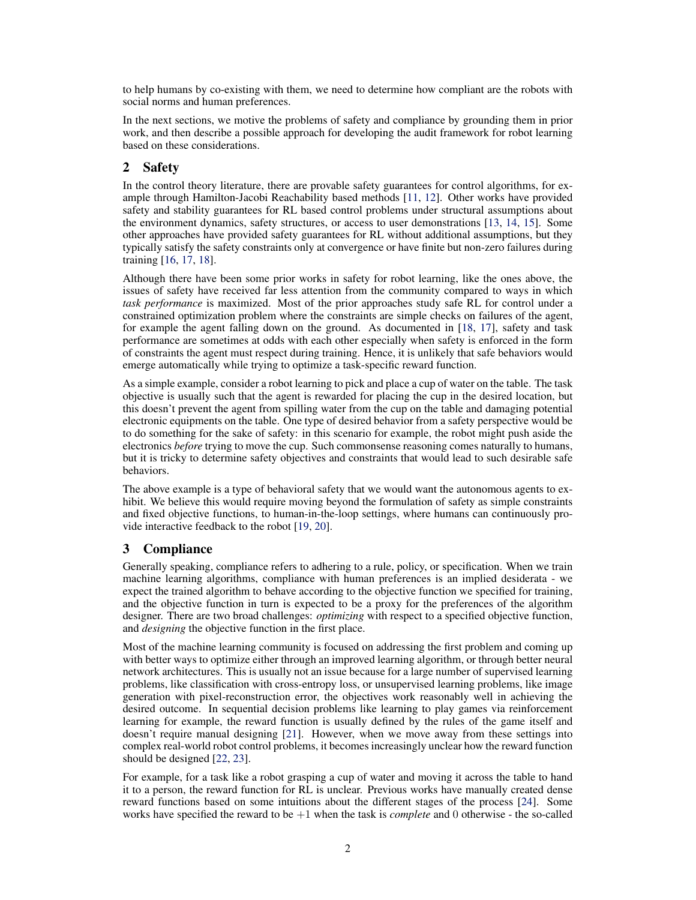to help humans by co-existing with them, we need to determine how compliant are the robots with social norms and human preferences.

In the next sections, we motive the problems of safety and compliance by grounding them in prior work, and then describe a possible approach for developing the audit framework for robot learning based on these considerations.

## 2 Safety

In the control theory literature, there are provable safety guarantees for control algorithms, for example through Hamilton-Jacobi Reachability based methods [11, 12]. Other works have provided safety and stability guarantees for RL based control problems under structural assumptions about the environment dynamics, safety structures, or access to user demonstrations [13, 14, 15]. Some other approaches have provided safety guarantees for RL without additional assumptions, but they typically satisfy the safety constraints only at convergence or have finite but non-zero failures during training [16, 17, 18].

Although there have been some prior works in safety for robot learning, like the ones above, the issues of safety have received far less attention from the community compared to ways in which *task performance* is maximized. Most of the prior approaches study safe RL for control under a constrained optimization problem where the constraints are simple checks on failures of the agent, for example the agent falling down on the ground. As documented in [18, 17], safety and task performance are sometimes at odds with each other especially when safety is enforced in the form of constraints the agent must respect during training. Hence, it is unlikely that safe behaviors would emerge automatically while trying to optimize a task-specific reward function.

As a simple example, consider a robot learning to pick and place a cup of water on the table. The task objective is usually such that the agent is rewarded for placing the cup in the desired location, but this doesn't prevent the agent from spilling water from the cup on the table and damaging potential electronic equipments on the table. One type of desired behavior from a safety perspective would be to do something for the sake of safety: in this scenario for example, the robot might push aside the electronics *before* trying to move the cup. Such commonsense reasoning comes naturally to humans, but it is tricky to determine safety objectives and constraints that would lead to such desirable safe behaviors.

The above example is a type of behavioral safety that we would want the autonomous agents to exhibit. We believe this would require moving beyond the formulation of safety as simple constraints and fixed objective functions, to human-in-the-loop settings, where humans can continuously provide interactive feedback to the robot [19, 20].

## 3 Compliance

Generally speaking, compliance refers to adhering to a rule, policy, or specification. When we train machine learning algorithms, compliance with human preferences is an implied desiderata - we expect the trained algorithm to behave according to the objective function we specified for training, and the objective function in turn is expected to be a proxy for the preferences of the algorithm designer. There are two broad challenges: *optimizing* with respect to a specified objective function, and *designing* the objective function in the first place.

Most of the machine learning community is focused on addressing the first problem and coming up with better ways to optimize either through an improved learning algorithm, or through better neural network architectures. This is usually not an issue because for a large number of supervised learning problems, like classification with cross-entropy loss, or unsupervised learning problems, like image generation with pixel-reconstruction error, the objectives work reasonably well in achieving the desired outcome. In sequential decision problems like learning to play games via reinforcement learning for example, the reward function is usually defined by the rules of the game itself and doesn't require manual designing [21]. However, when we move away from these settings into complex real-world robot control problems, it becomes increasingly unclear how the reward function should be designed [22, 23].

For example, for a task like a robot grasping a cup of water and moving it across the table to hand it to a person, the reward function for RL is unclear. Previous works have manually created dense reward functions based on some intuitions about the different stages of the process [24]. Some works have specified the reward to be $+1$ when the task is *complete* and $0$ otherwise - the so-called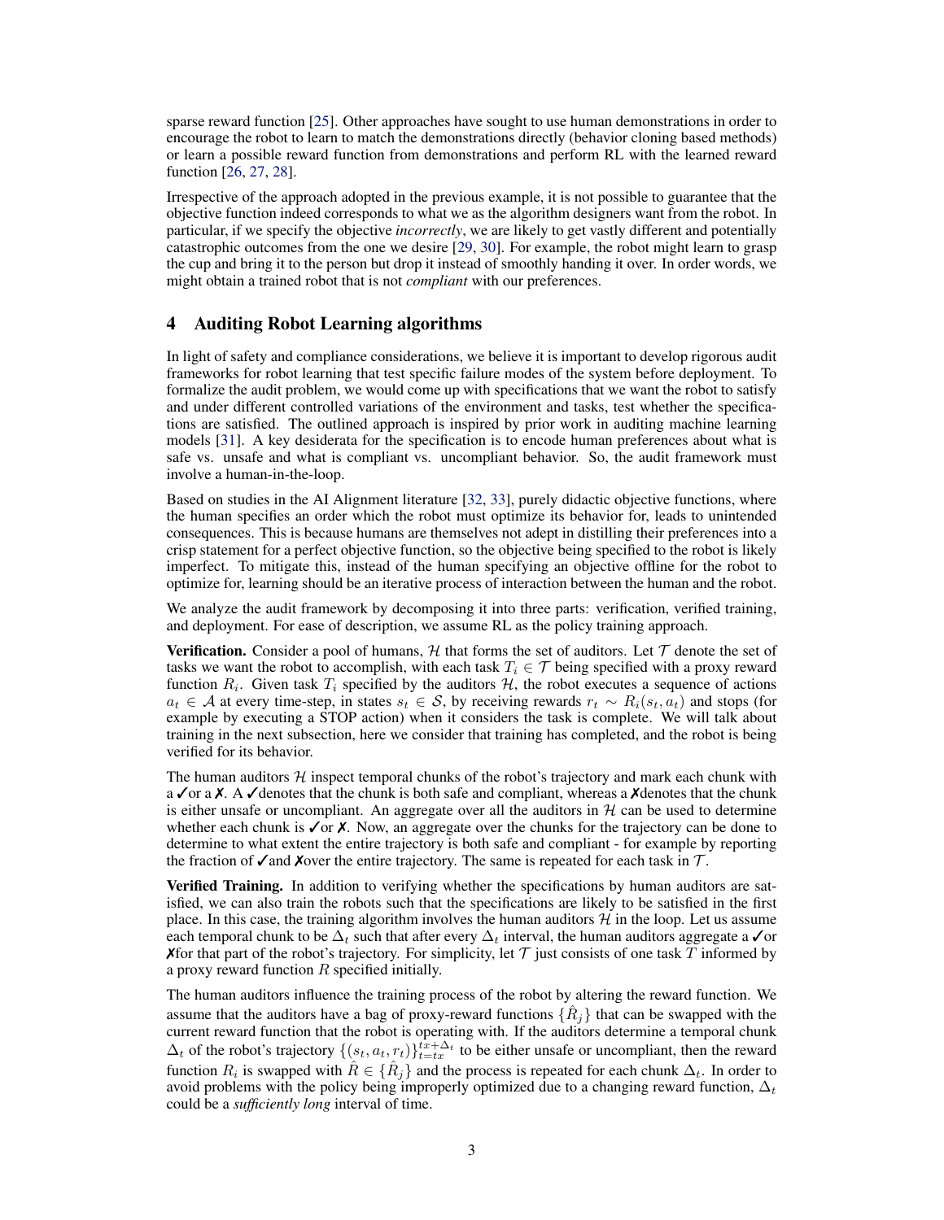sparse reward function [25]. Other approaches have sought to use human demonstrations in order to encourage the robot to learn to match the demonstrations directly (behavior cloning based methods) or learn a possible reward function from demonstrations and perform RL with the learned reward function [26, 27, 28].

Irrespective of the approach adopted in the previous example, it is not possible to guarantee that the objective function indeed corresponds to what we as the algorithm designers want from the robot. In particular, if we specify the objective *incorrectly*, we are likely to get vastly different and potentially catastrophic outcomes from the one we desire [29, 30]. For example, the robot might learn to grasp the cup and bring it to the person but drop it instead of smoothly handing it over. In order words, we might obtain a trained robot that is not *compliant* with our preferences.

## 4 Auditing Robot Learning algorithms

In light of safety and compliance considerations, we believe it is important to develop rigorous audit frameworks for robot learning that test specific failure modes of the system before deployment. To formalize the audit problem, we would come up with specifications that we want the robot to satisfy and under different controlled variations of the environment and tasks, test whether the specifications are satisfied. The outlined approach is inspired by prior work in auditing machine learning models [31]. A key desiderata for the specification is to encode human preferences about what is safe vs. unsafe and what is compliant vs. uncompliant behavior. So, the audit framework must involve a human-in-the-loop.

Based on studies in the AI Alignment literature [32, 33], purely didactic objective functions, where the human specifies an order which the robot must optimize its behavior for, leads to unintended consequences. This is because humans are themselves not adept in distilling their preferences into a crisp statement for a perfect objective function, so the objective being specified to the robot is likely imperfect. To mitigate this, instead of the human specifying an objective offline for the robot to optimize for, learning should be an iterative process of interaction between the human and the robot.

We analyze the audit framework by decomposing it into three parts: verification, verified training, and deployment. For ease of description, we assume RL as the policy training approach.

**Verification.** Consider a pool of humans, $\mathcal{H}$ that forms the set of auditors. Let $\mathcal{T}$ denote the set of tasks we want the robot to accomplish, with each task $T_i \in \mathcal{T}$ being specified with a proxy reward function $R_i$. Given task $T_i$ specified by the auditors $\mathcal{H}$, the robot executes a sequence of actions $a_t \in \mathcal{A}$ at every time-step, in states $s_t \in \mathcal{S}$, by receiving rewards $r_t \sim R_i(s_t, a_t)$ and stops (for example by executing a STOP action) when it considers the task is complete. We will talk about training in the next subsection, here we consider that training has completed, and the robot is being verified for its behavior.

The human auditors $\mathcal{H}$ inspect temporal chunks of the robot's trajectory and mark each chunk with a ✓or a ✗. A ✓denotes that the chunk is both safe and compliant, whereas a ✗denotes that the chunk is either unsafe or uncompliant. An aggregate over all the auditors in $\mathcal{H}$ can be used to determine whether each chunk is ✓or ✗. Now, an aggregate over the chunks for the trajectory can be done to determine to what extent the entire trajectory is both safe and compliant - for example by reporting the fraction of ✓and ✗over the entire trajectory. The same is repeated for each task in $\mathcal{T}$.

**Verified Training.** In addition to verifying whether the specifications by human auditors are satisfied, we can also train the robots such that the specifications are likely to be satisfied in the first place. In this case, the training algorithm involves the human auditors $\mathcal{H}$ in the loop. Let us assume each temporal chunk to be $\Delta_t$ such that after every $\Delta_t$ interval, the human auditors aggregate a ✓or ✗for that part of the robot's trajectory. For simplicity, let $\mathcal{T}$ just consists of one task $T$ informed by a proxy reward function $R$ specified initially.

The human auditors influence the training process of the robot by altering the reward function. We assume that the auditors have a bag of proxy-reward functions $\{\hat{R}_j\}$ that can be swapped with the current reward function that the robot is operating with. If the auditors determine a temporal chunk $\Delta_t$ of the robot's trajectory $\{(s_t, a_t, r_t)\}_{t=tx}^{tx+\Delta_t}$ to be either unsafe or uncompliant, then the reward function $R_i$ is swapped with $\hat{R} \in \{\hat{R}_j\}$ and the process is repeated for each chunk $\Delta_t$. In order to avoid problems with the policy being improperly optimized due to a changing reward function, $\Delta_t$ could be a *sufficiently long* interval of time.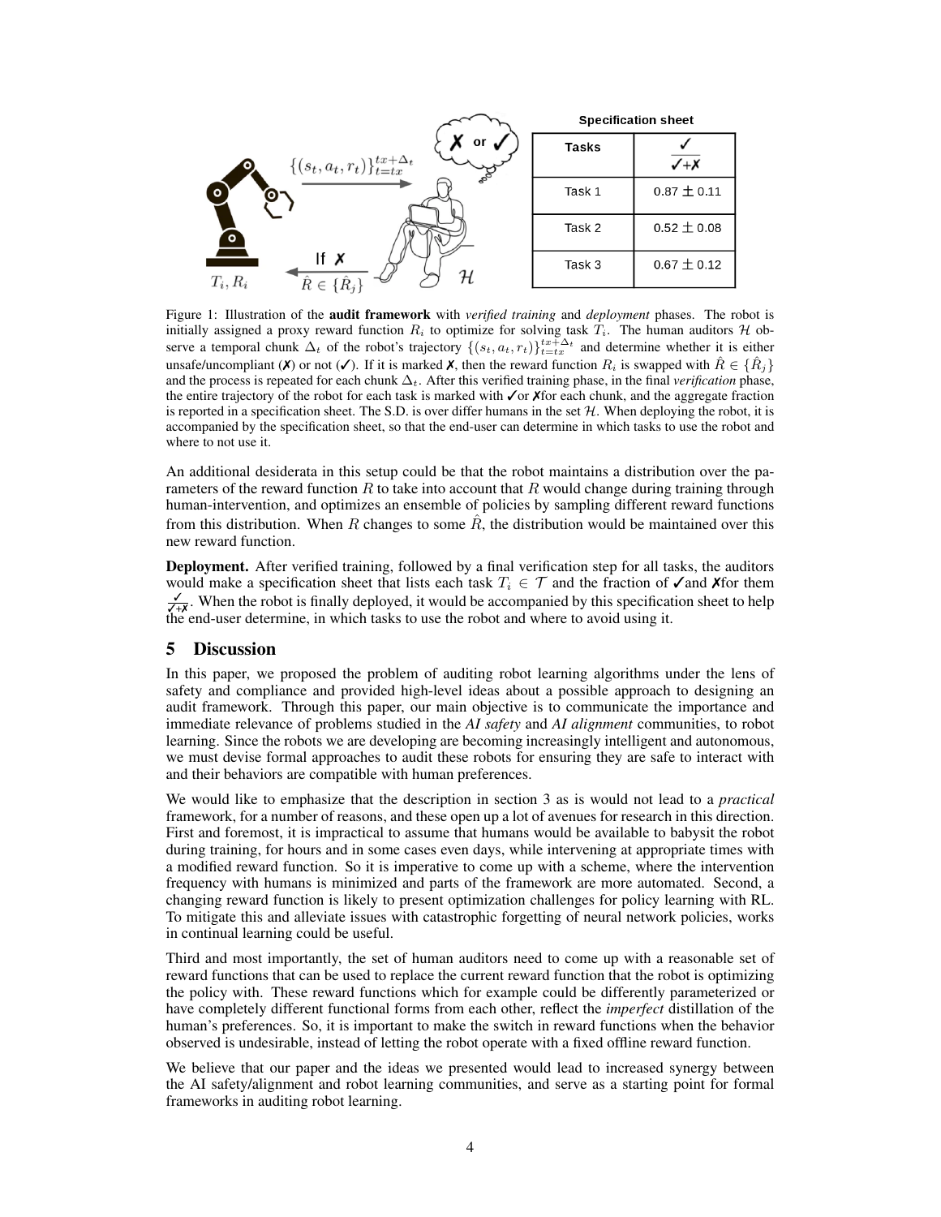**Specification sheet**

| Tasks | $\frac{✓}{✓+✗}$ |
|---|---|
| Task 1 | 0.87 ± 0.11 |
| Task 2 | 0.52 ± 0.08 |
| Task 3 | 0.67 ± 0.12 |

Figure 1: Illustration of the **audit framework** with *verified training* and *deployment* phases. The robot is initially assigned a proxy reward function $R_i$ to optimize for solving task $T_i$. The human auditors $\mathcal{H}$ observe a temporal chunk $\Delta_t$ of the robot's trajectory $\{(s_t, a_t, r_t)\}_{t=tx}^{tx+\Delta_t}$ and determine whether it is either unsafe/uncompliant (✗) or not (✓). If it is marked ✗, then the reward function $R_i$ is swapped with $\hat{R} \in \{\hat{R}_j\}$ and the process is repeated for each chunk $\Delta_t$. After this verified training phase, in the final *verification* phase, the entire trajectory of the robot for each task is marked with ✓or ✗for each chunk, and the aggregate fraction is reported in a specification sheet. The S.D. is over differ humans in the set $\mathcal{H}$. When deploying the robot, it is accompanied by the specification sheet, so that the end-user can determine in which tasks to use the robot and where to not use it.

An additional desiderata in this setup could be that the robot maintains a distribution over the parameters of the reward function $R$ to take into account that $R$ would change during training through human-intervention, and optimizes an ensemble of policies by sampling different reward functions from this distribution. When $R$ changes to some $\hat{R}$, the distribution would be maintained over this new reward function.

**Deployment.** After verified training, followed by a final verification step for all tasks, the auditors would make a specification sheet that lists each task $T_i \in \mathcal{T}$ and the fraction of ✓and ✗for them $\frac{✓}{✓+✗}$. When the robot is finally deployed, it would be accompanied by this specification sheet to help the end-user determine, in which tasks to use the robot and where to avoid using it.

## 5 Discussion

In this paper, we proposed the problem of auditing robot learning algorithms under the lens of safety and compliance and provided high-level ideas about a possible approach to designing an audit framework. Through this paper, our main objective is to communicate the importance and immediate relevance of problems studied in the *AI safety* and *AI alignment* communities, to robot learning. Since the robots we are developing are becoming increasingly intelligent and autonomous, we must devise formal approaches to audit these robots for ensuring they are safe to interact with and their behaviors are compatible with human preferences.

We would like to emphasize that the description in section 3 as is would not lead to a *practical* framework, for a number of reasons, and these open up a lot of avenues for research in this direction. First and foremost, it is impractical to assume that humans would be available to babysit the robot during training, for hours and in some cases even days, while intervening at appropriate times with a modified reward function. So it is imperative to come up with a scheme, where the intervention frequency with humans is minimized and parts of the framework are more automated. Second, a changing reward function is likely to present optimization challenges for policy learning with RL. To mitigate this and alleviate issues with catastrophic forgetting of neural network policies, works in continual learning could be useful.

Third and most importantly, the set of human auditors need to come up with a reasonable set of reward functions that can be used to replace the current reward function that the robot is optimizing the policy with. These reward functions which for example could be differently parameterized or have completely different functional forms from each other, reflect the *imperfect* distillation of the human's preferences. So, it is important to make the switch in reward functions when the behavior observed is undesirable, instead of letting the robot operate with a fixed offline reward function.

We believe that our paper and the ideas we presented would lead to increased synergy between the AI safety/alignment and robot learning communities, and serve as a starting point for formal frameworks in auditing robot learning.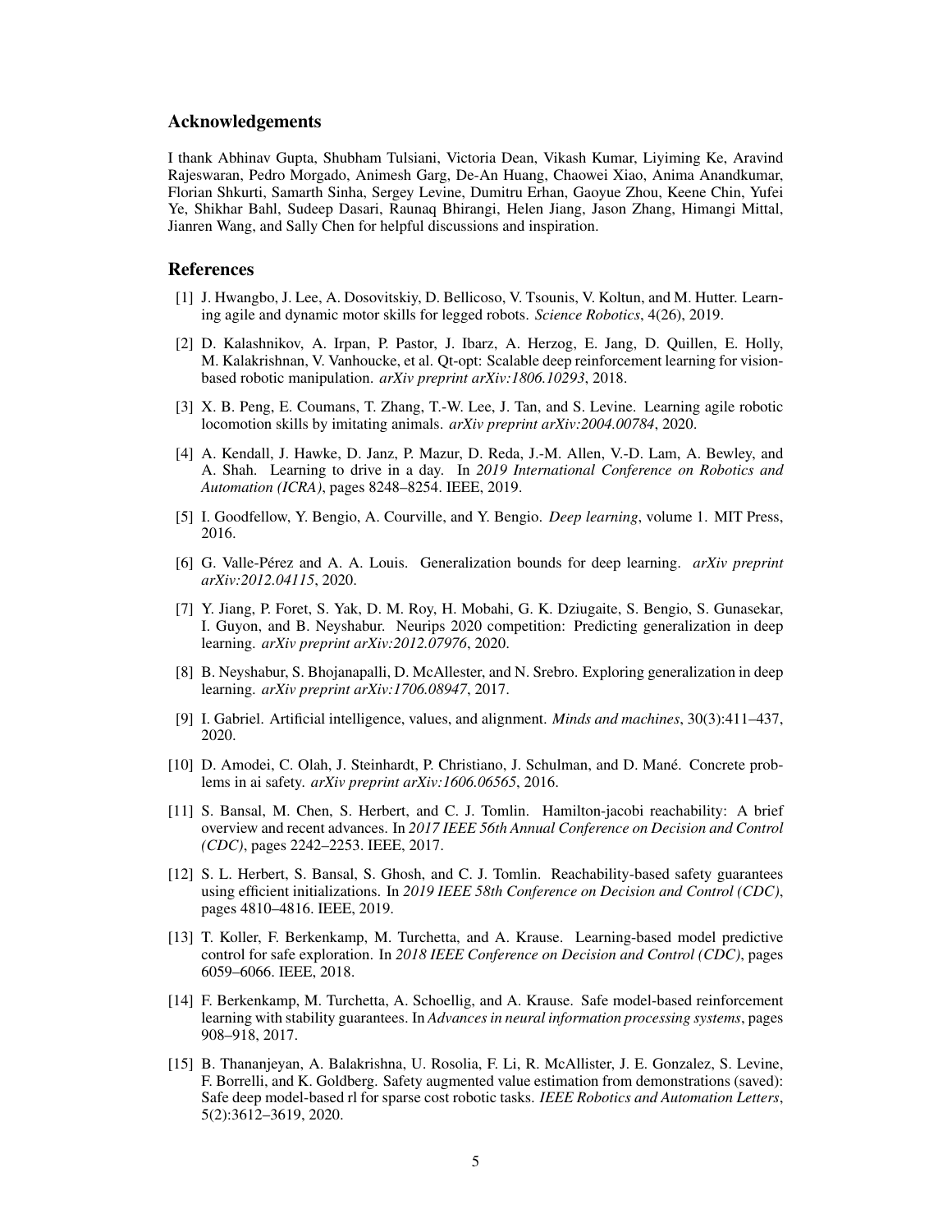## Acknowledgements

I thank Abhinav Gupta, Shubham Tulsiani, Victoria Dean, Vikash Kumar, Liyiming Ke, Aravind Rajeswaran, Pedro Morgado, Animesh Garg, De-An Huang, Chaowei Xiao, Anima Anandkumar, Florian Shkurti, Samarth Sinha, Sergey Levine, Dumitru Erhan, Gaoyue Zhou, Keene Chin, Yufei Ye, Shikhar Bahl, Sudeep Dasari, Raunaq Bhirangi, Helen Jiang, Jason Zhang, Himangi Mittal, Jianren Wang, and Sally Chen for helpful discussions and inspiration.

## References

[1] J. Hwangbo, J. Lee, A. Dosovitskiy, D. Bellicoso, V. Tsounis, V. Koltun, and M. Hutter. Learning agile and dynamic motor skills for legged robots. *Science Robotics*, 4(26), 2019.

[2] D. Kalashnikov, A. Irpan, P. Pastor, J. Ibarz, A. Herzog, E. Jang, D. Quillen, E. Holly, M. Kalakrishnan, V. Vanhoucke, et al. Qt-opt: Scalable deep reinforcement learning for vision-based robotic manipulation. *arXiv preprint arXiv:1806.10293*, 2018.

[3] X. B. Peng, E. Coumans, T. Zhang, T.-W. Lee, J. Tan, and S. Levine. Learning agile robotic locomotion skills by imitating animals. *arXiv preprint arXiv:2004.00784*, 2020.

[4] A. Kendall, J. Hawke, D. Janz, P. Mazur, D. Reda, J.-M. Allen, V.-D. Lam, A. Bewley, and A. Shah. Learning to drive in a day. In *2019 International Conference on Robotics and Automation (ICRA)*, pages 8248–8254. IEEE, 2019.

[5] I. Goodfellow, Y. Bengio, A. Courville, and Y. Bengio. *Deep learning*, volume 1. MIT Press, 2016.

[6] G. Valle-Pérez and A. A. Louis. Generalization bounds for deep learning. *arXiv preprint arXiv:2012.04115*, 2020.

[7] Y. Jiang, P. Foret, S. Yak, D. M. Roy, H. Mobahi, G. K. Dziugaite, S. Bengio, S. Gunasekar, I. Guyon, and B. Neyshabur. Neurips 2020 competition: Predicting generalization in deep learning. *arXiv preprint arXiv:2012.07976*, 2020.

[8] B. Neyshabur, S. Bhojanapalli, D. McAllester, and N. Srebro. Exploring generalization in deep learning. *arXiv preprint arXiv:1706.08947*, 2017.

[9] I. Gabriel. Artificial intelligence, values, and alignment. *Minds and machines*, 30(3):411–437, 2020.

[10] D. Amodei, C. Olah, J. Steinhardt, P. Christiano, J. Schulman, and D. Mané. Concrete problems in ai safety. *arXiv preprint arXiv:1606.06565*, 2016.

[11] S. Bansal, M. Chen, S. Herbert, and C. J. Tomlin. Hamilton-jacobi reachability: A brief overview and recent advances. In *2017 IEEE 56th Annual Conference on Decision and Control (CDC)*, pages 2242–2253. IEEE, 2017.

[12] S. L. Herbert, S. Bansal, S. Ghosh, and C. J. Tomlin. Reachability-based safety guarantees using efficient initializations. In *2019 IEEE 58th Conference on Decision and Control (CDC)*, pages 4810–4816. IEEE, 2019.

[13] T. Koller, F. Berkenkamp, M. Turchetta, and A. Krause. Learning-based model predictive control for safe exploration. In *2018 IEEE Conference on Decision and Control (CDC)*, pages 6059–6066. IEEE, 2018.

[14] F. Berkenkamp, M. Turchetta, A. Schoellig, and A. Krause. Safe model-based reinforcement learning with stability guarantees. In *Advances in neural information processing systems*, pages 908–918, 2017.

[15] B. Thananjeyan, A. Balakrishna, U. Rosolia, F. Li, R. McAllister, J. E. Gonzalez, S. Levine, F. Borrelli, and K. Goldberg. Safety augmented value estimation from demonstrations (saved): Safe deep model-based rl for sparse cost robotic tasks. *IEEE Robotics and Automation Letters*, 5(2):3612–3619, 2020.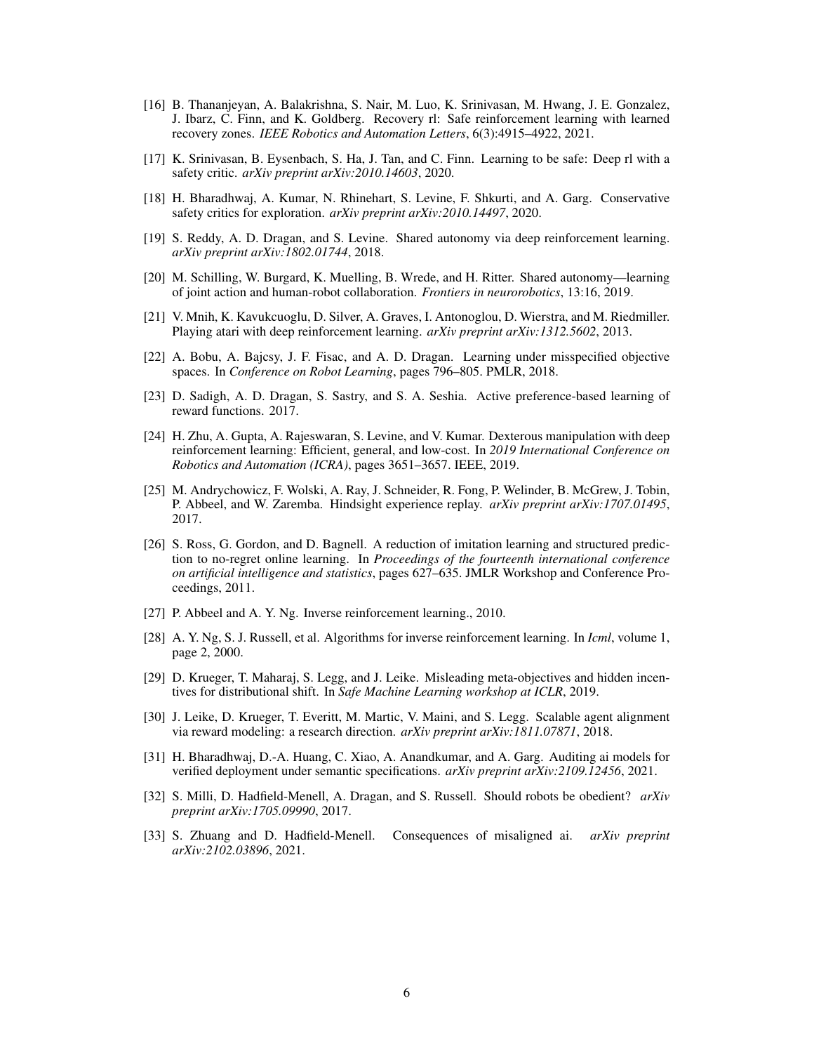[16] B. Thananjeyan, A. Balakrishna, S. Nair, M. Luo, K. Srinivasan, M. Hwang, J. E. Gonzalez, J. Ibarz, C. Finn, and K. Goldberg. Recovery rl: Safe reinforcement learning with learned recovery zones. *IEEE Robotics and Automation Letters*, 6(3):4915–4922, 2021.

[17] K. Srinivasan, B. Eysenbach, S. Ha, J. Tan, and C. Finn. Learning to be safe: Deep rl with a safety critic. *arXiv preprint arXiv:2010.14603*, 2020.

[18] H. Bharadhwaj, A. Kumar, N. Rhinehart, S. Levine, F. Shkurti, and A. Garg. Conservative safety critics for exploration. *arXiv preprint arXiv:2010.14497*, 2020.

[19] S. Reddy, A. D. Dragan, and S. Levine. Shared autonomy via deep reinforcement learning. *arXiv preprint arXiv:1802.01744*, 2018.

[20] M. Schilling, W. Burgard, K. Muelling, B. Wrede, and H. Ritter. Shared autonomy—learning of joint action and human-robot collaboration. *Frontiers in neurorobotics*, 13:16, 2019.

[21] V. Mnih, K. Kavukcuoglu, D. Silver, A. Graves, I. Antonoglou, D. Wierstra, and M. Riedmiller. Playing atari with deep reinforcement learning. *arXiv preprint arXiv:1312.5602*, 2013.

[22] A. Bobu, A. Bajcsy, J. F. Fisac, and A. D. Dragan. Learning under misspecified objective spaces. In *Conference on Robot Learning*, pages 796–805. PMLR, 2018.

[23] D. Sadigh, A. D. Dragan, S. Sastry, and S. A. Seshia. Active preference-based learning of reward functions. 2017.

[24] H. Zhu, A. Gupta, A. Rajeswaran, S. Levine, and V. Kumar. Dexterous manipulation with deep reinforcement learning: Efficient, general, and low-cost. In *2019 International Conference on Robotics and Automation (ICRA)*, pages 3651–3657. IEEE, 2019.

[25] M. Andrychowicz, F. Wolski, A. Ray, J. Schneider, R. Fong, P. Welinder, B. McGrew, J. Tobin, P. Abbeel, and W. Zaremba. Hindsight experience replay. *arXiv preprint arXiv:1707.01495*, 2017.

[26] S. Ross, G. Gordon, and D. Bagnell. A reduction of imitation learning and structured prediction to no-regret online learning. In *Proceedings of the fourteenth international conference on artificial intelligence and statistics*, pages 627–635. JMLR Workshop and Conference Proceedings, 2011.

[27] P. Abbeel and A. Y. Ng. Inverse reinforcement learning., 2010.

[28] A. Y. Ng, S. J. Russell, et al. Algorithms for inverse reinforcement learning. In *Icml*, volume 1, page 2, 2000.

[29] D. Krueger, T. Maharaj, S. Legg, and J. Leike. Misleading meta-objectives and hidden incentives for distributional shift. In *Safe Machine Learning workshop at ICLR*, 2019.

[30] J. Leike, D. Krueger, T. Everitt, M. Martic, V. Maini, and S. Legg. Scalable agent alignment via reward modeling: a research direction. *arXiv preprint arXiv:1811.07871*, 2018.

[31] H. Bharadhwaj, D.-A. Huang, C. Xiao, A. Anandkumar, and A. Garg. Auditing ai models for verified deployment under semantic specifications. *arXiv preprint arXiv:2109.12456*, 2021.

[32] S. Milli, D. Hadfield-Menell, A. Dragan, and S. Russell. Should robots be obedient? *arXiv preprint arXiv:1705.09990*, 2017.

[33] S. Zhuang and D. Hadfield-Menell. Consequences of misaligned ai. *arXiv preprint arXiv:2102.03896*, 2021.